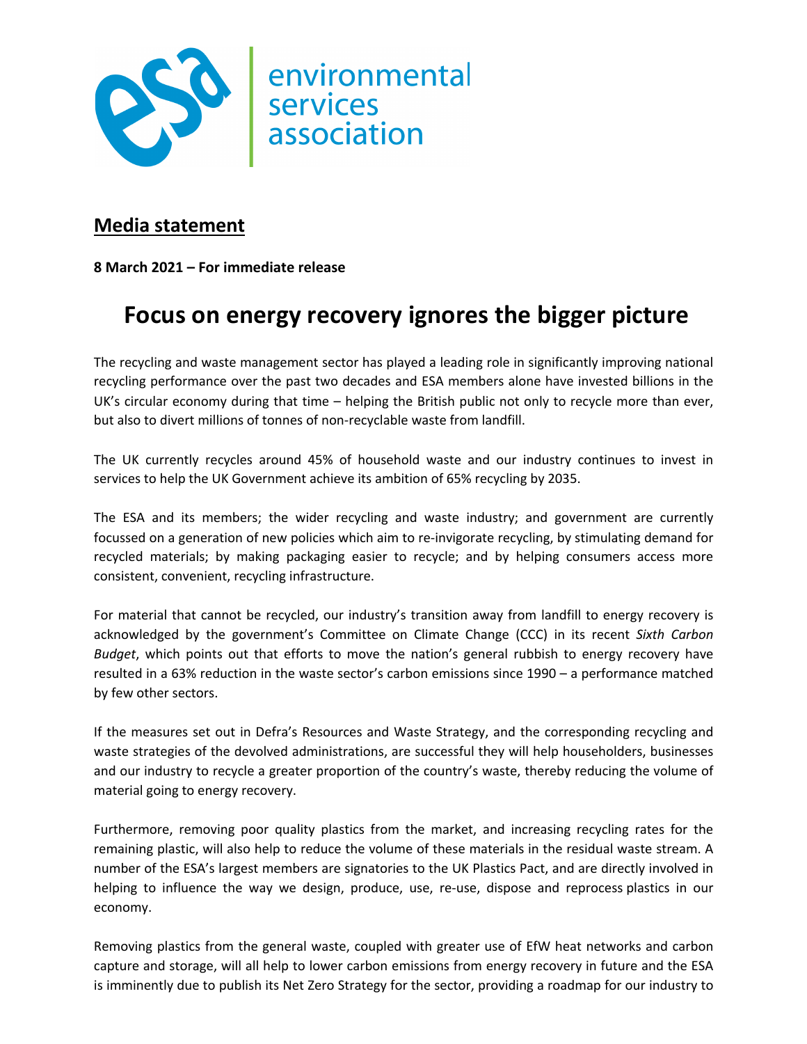environmental services association

## Media statement

**8 March 2021 – For immediate release**

# Focus on energy recovery ignores the bigger picture

The recycling and waste management sector has played a leading role in significantly improving national recycling performance over the past two decades and ESA members alone have invested billions in the UK's circular economy during that time – helping the British public not only to recycle more than ever, but also to divert millions of tonnes of non-recyclable waste from landfill.

The UK currently recycles around 45% of household waste and our industry continues to invest in services to help the UK Government achieve its ambition of 65% recycling by 2035.

The ESA and its members; the wider recycling and waste industry; and government are currently focussed on a generation of new policies which aim to re-invigorate recycling, by stimulating demand for recycled materials; by making packaging easier to recycle; and by helping consumers access more consistent, convenient, recycling infrastructure.

For material that cannot be recycled, our industry's transition away from landfill to energy recovery is acknowledged by the government's Committee on Climate Change (CCC) in its recent *Sixth Carbon Budget*, which points out that efforts to move the nation's general rubbish to energy recovery have resulted in a 63% reduction in the waste sector's carbon emissions since 1990 – a performance matched by few other sectors.

If the measures set out in Defra's Resources and Waste Strategy, and the corresponding recycling and waste strategies of the devolved administrations, are successful they will help householders, businesses and our industry to recycle a greater proportion of the country's waste, thereby reducing the volume of material going to energy recovery.

Furthermore, removing poor quality plastics from the market, and increasing recycling rates for the remaining plastic, will also help to reduce the volume of these materials in the residual waste stream. A number of the ESA's largest members are signatories to the UK Plastics Pact, and are directly involved in helping to influence the way we design, produce, use, re-use, dispose and reprocess plastics in our economy.

Removing plastics from the general waste, coupled with greater use of EfW heat networks and carbon capture and storage, will all help to lower carbon emissions from energy recovery in future and the ESA is imminently due to publish its Net Zero Strategy for the sector, providing a roadmap for our industry to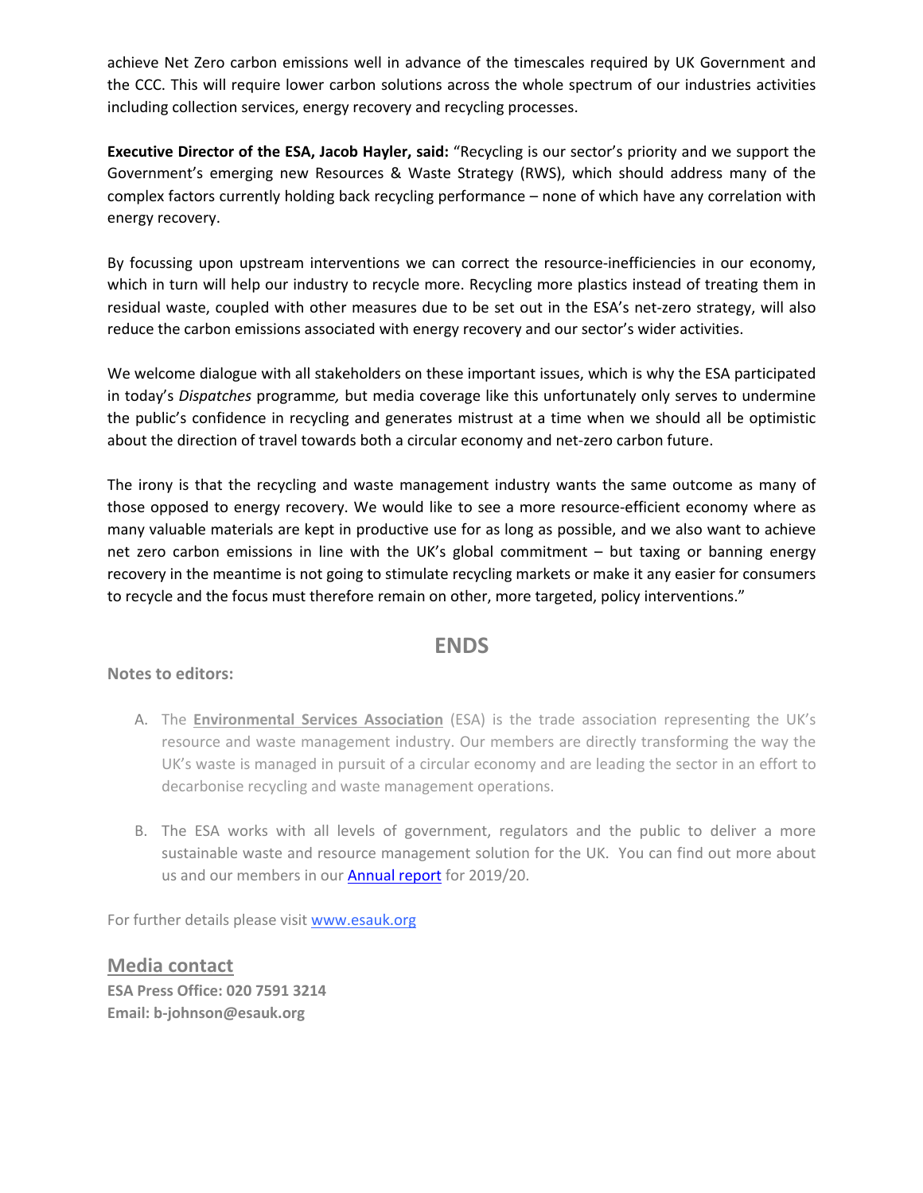achieve Net Zero carbon emissions well in advance of the timescales required by UK Government and the CCC. This will require lower carbon solutions across the whole spectrum of our industries activities including collection services, energy recovery and recycling processes.

**Executive Director of the ESA, Jacob Hayler, said:** "Recycling is our sector's priority and we support the Government's emerging new Resources & Waste Strategy (RWS), which should address many of the complex factors currently holding back recycling performance – none of which have any correlation with energy recovery.

By focussing upon upstream interventions we can correct the resource-inefficiencies in our economy, which in turn will help our industry to recycle more. Recycling more plastics instead of treating them in residual waste, coupled with other measures due to be set out in the ESA's net-zero strategy, will also reduce the carbon emissions associated with energy recovery and our sector's wider activities.

We welcome dialogue with all stakeholders on these important issues, which is why the ESA participated in today's *Dispatches* programme*,* but media coverage like this unfortunately only serves to undermine the public's confidence in recycling and generates mistrust at a time when we should all be optimistic about the direction of travel towards both a circular economy and net-zero carbon future.

The irony is that the recycling and waste management industry wants the same outcome as many of those opposed to energy recovery. We would like to see a more resource-efficient economy where as many valuable materials are kept in productive use for as long as possible, and we also want to achieve net zero carbon emissions in line with the UK's global commitment – but taxing or banning energy recovery in the meantime is not going to stimulate recycling markets or make it any easier for consumers to recycle and the focus must therefore remain on other, more targeted, policy interventions."

## ENDS

**Notes to editors:**

A. The **Environmental Services Association** (ESA) is the trade association representing the UK's resource and waste management industry. Our members are directly transforming the way the UK's waste is managed in pursuit of a circular economy and are leading the sector in an effort to decarbonise recycling and waste management operations.

B. The ESA works with all levels of government, regulators and the public to deliver a more sustainable waste and resource management solution for the UK. You can find out more about us and our members in our Annual report for 2019/20.

For further details please visit www.esauk.org

## Media contact

**ESA Press Office: 020 7591 3214**
**Email: b-johnson@esauk.org**